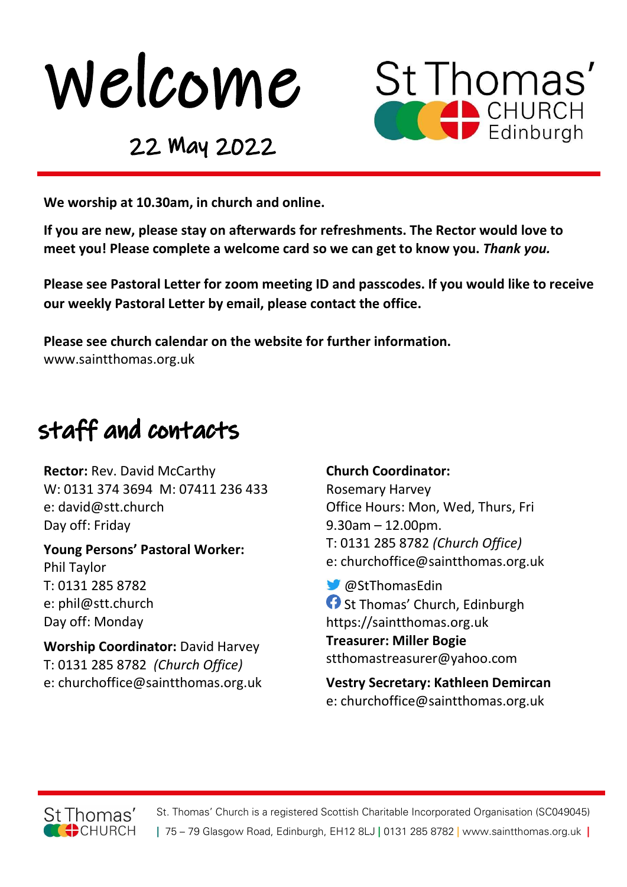# Welcome

## 22 May 2022

St Thomas' CHURCH Edinburgh

**We worship at 10.30am, in church and online.**

**If you are new, please stay on afterwards for refreshments. The Rector would love to meet you! Please complete a welcome card so we can get to know you. *Thank you.***

**Please see Pastoral Letter for zoom meeting ID and passcodes. If you would like to receive our weekly Pastoral Letter by email, please contact the office.**

**Please see church calendar on the website for further information.**
www.saintthomas.org.uk

## staff and contacts

**Rector:** Rev. David McCarthy
W: 0131 374 3694 M: 07411 236 433
e: david@stt.church
Day off: Friday

**Young Persons' Pastoral Worker:**
Phil Taylor
T: 0131 285 8782
e: phil@stt.church
Day off: Monday

**Worship Coordinator:** David Harvey
T: 0131 285 8782 *(Church Office)*
e: churchoffice@saintthomas.org.uk

**Church Coordinator:**
Rosemary Harvey
Office Hours: Mon, Wed, Thurs, Fri
9.30am – 12.00pm.
T: 0131 285 8782 *(Church Office)*
e: churchoffice@saintthomas.org.uk

@StThomasEdin
St Thomas' Church, Edinburgh
https://saintthomas.org.uk

**Treasurer: Miller Bogie**
stthomastreasurer@yahoo.com

**Vestry Secretary: Kathleen Demircan**
e: churchoffice@saintthomas.org.uk

St. Thomas' Church is a registered Scottish Charitable Incorporated Organisation (SC049045)
| 75 – 79 Glasgow Road, Edinburgh, EH12 8LJ | 0131 285 8782 | www.saintthomas.org.uk |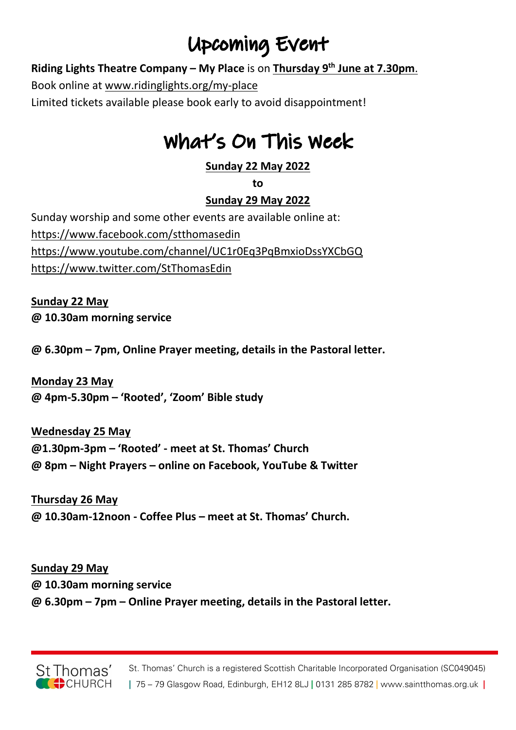# Upcoming Event

**Riding Lights Theatre Company – My Place** is on **Thursday 9th June at 7.30pm**.

Book online at www.ridinglights.org/my-place

Limited tickets available please book early to avoid disappointment!

# What's On This Week

**Sunday 22 May 2022**

**to**

**Sunday 29 May 2022**

Sunday worship and some other events are available online at:

https://www.facebook.com/stthomasedin

https://www.youtube.com/channel/UC1r0Eq3PqBmxioDssYXCbGQ

https://www.twitter.com/StThomasEdin

**Sunday 22 May**

**@ 10.30am morning service**

**@ 6.30pm – 7pm, Online Prayer meeting, details in the Pastoral letter.**

**Monday 23 May**

**@ 4pm-5.30pm – 'Rooted', 'Zoom' Bible study**

**Wednesday 25 May**

**@1.30pm-3pm – 'Rooted' - meet at St. Thomas' Church**

**@ 8pm – Night Prayers – online on Facebook, YouTube & Twitter**

**Thursday 26 May**

**@ 10.30am-12noon - Coffee Plus – meet at St. Thomas' Church.**

**Sunday 29 May**

**@ 10.30am morning service**

**@ 6.30pm – 7pm – Online Prayer meeting, details in the Pastoral letter.**

St Thomas' CHURCH

St. Thomas' Church is a registered Scottish Charitable Incorporated Organisation (SC049045)

| 75 – 79 Glasgow Road, Edinburgh, EH12 8LJ | 0131 285 8782 | www.saintthomas.org.uk |